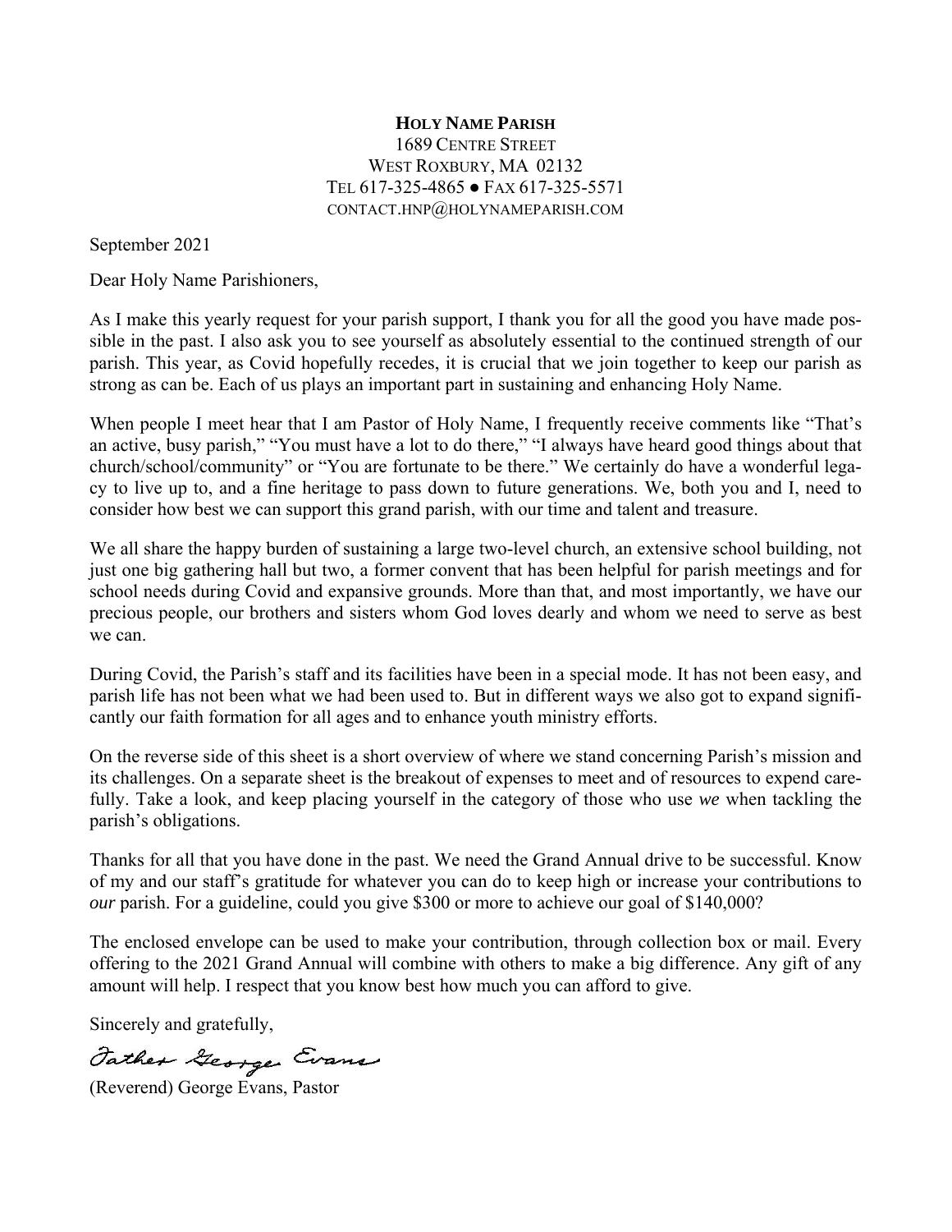**HOLY NAME PARISH**
1689 CENTRE STREET
WEST ROXBURY, MA 02132
TEL 617-325-4865 ● FAX 617-325-5571
CONTACT.HNP@HOLYNAMEPARISH.COM

September 2021

Dear Holy Name Parishioners,

As I make this yearly request for your parish support, I thank you for all the good you have made possible in the past. I also ask you to see yourself as absolutely essential to the continued strength of our parish. This year, as Covid hopefully recedes, it is crucial that we join together to keep our parish as strong as can be. Each of us plays an important part in sustaining and enhancing Holy Name.

When people I meet hear that I am Pastor of Holy Name, I frequently receive comments like "That's an active, busy parish," "You must have a lot to do there," "I always have heard good things about that church/school/community" or "You are fortunate to be there." We certainly do have a wonderful legacy to live up to, and a fine heritage to pass down to future generations. We, both you and I, need to consider how best we can support this grand parish, with our time and talent and treasure.

We all share the happy burden of sustaining a large two-level church, an extensive school building, not just one big gathering hall but two, a former convent that has been helpful for parish meetings and for school needs during Covid and expansive grounds. More than that, and most importantly, we have our precious people, our brothers and sisters whom God loves dearly and whom we need to serve as best we can.

During Covid, the Parish's staff and its facilities have been in a special mode. It has not been easy, and parish life has not been what we had been used to. But in different ways we also got to expand significantly our faith formation for all ages and to enhance youth ministry efforts.

On the reverse side of this sheet is a short overview of where we stand concerning Parish's mission and its challenges. On a separate sheet is the breakout of expenses to meet and of resources to expend carefully. Take a look, and keep placing yourself in the category of those who use *we* when tackling the parish's obligations.

Thanks for all that you have done in the past. We need the Grand Annual drive to be successful. Know of my and our staff's gratitude for whatever you can do to keep high or increase your contributions to *our* parish. For a guideline, could you give $300 or more to achieve our goal of $140,000?

The enclosed envelope can be used to make your contribution, through collection box or mail. Every offering to the 2021 Grand Annual will combine with others to make a big difference. Any gift of any amount will help. I respect that you know best how much you can afford to give.

Sincerely and gratefully,

Father George Evans

(Reverend) George Evans, Pastor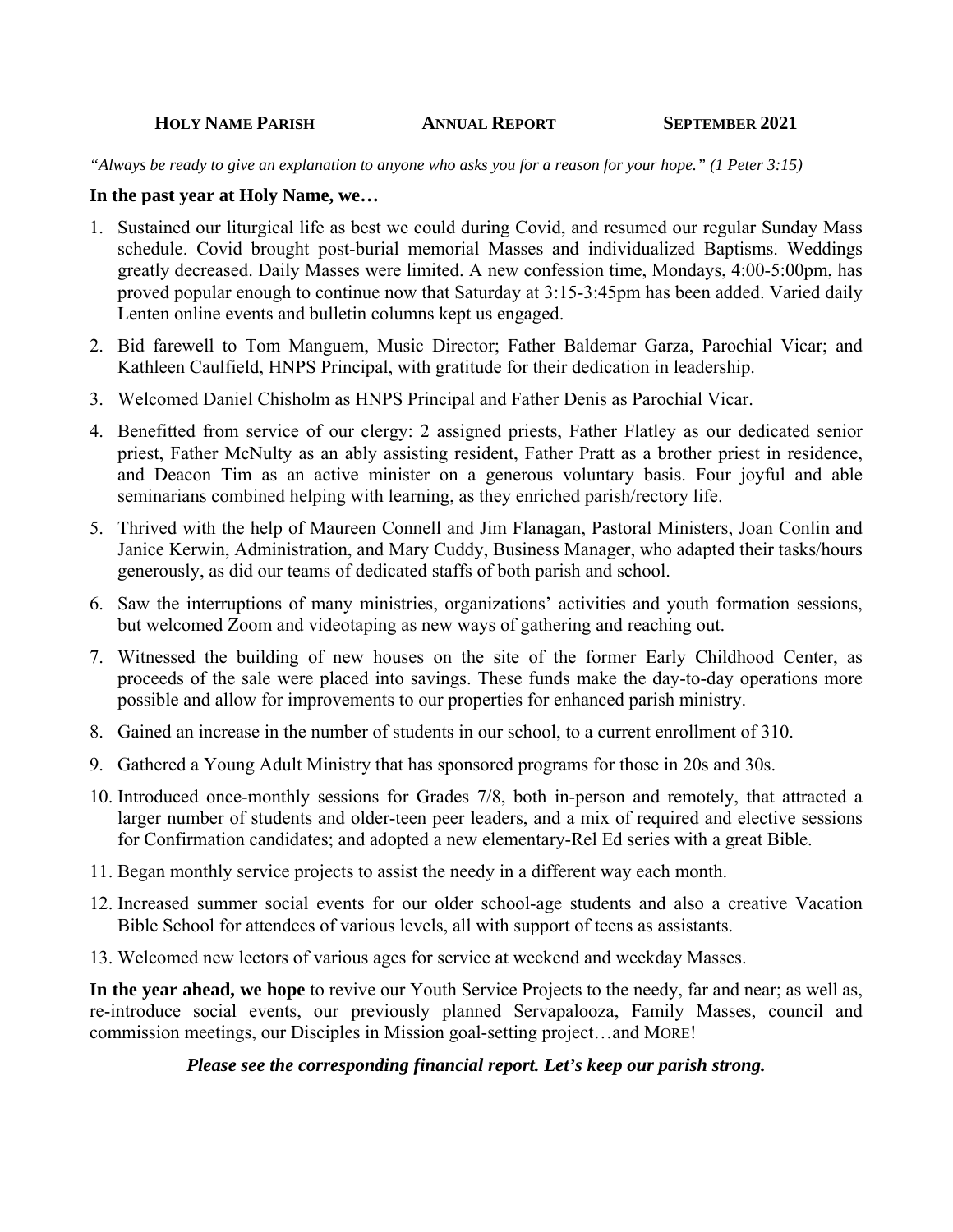**HOLY NAME PARISH** **ANNUAL REPORT** **SEPTEMBER 2021**

*"Always be ready to give an explanation to anyone who asks you for a reason for your hope." (1 Peter 3:15)*

**In the past year at Holy Name, we…**

1. Sustained our liturgical life as best we could during Covid, and resumed our regular Sunday Mass schedule. Covid brought post-burial memorial Masses and individualized Baptisms. Weddings greatly decreased. Daily Masses were limited. A new confession time, Mondays, 4:00-5:00pm, has proved popular enough to continue now that Saturday at 3:15-3:45pm has been added. Varied daily Lenten online events and bulletin columns kept us engaged.
2. Bid farewell to Tom Manguem, Music Director; Father Baldemar Garza, Parochial Vicar; and Kathleen Caulfield, HNPS Principal, with gratitude for their dedication in leadership.
3. Welcomed Daniel Chisholm as HNPS Principal and Father Denis as Parochial Vicar.
4. Benefitted from service of our clergy: 2 assigned priests, Father Flatley as our dedicated senior priest, Father McNulty as an ably assisting resident, Father Pratt as a brother priest in residence, and Deacon Tim as an active minister on a generous voluntary basis. Four joyful and able seminarians combined helping with learning, as they enriched parish/rectory life.
5. Thrived with the help of Maureen Connell and Jim Flanagan, Pastoral Ministers, Joan Conlin and Janice Kerwin, Administration, and Mary Cuddy, Business Manager, who adapted their tasks/hours generously, as did our teams of dedicated staffs of both parish and school.
6. Saw the interruptions of many ministries, organizations' activities and youth formation sessions, but welcomed Zoom and videotaping as new ways of gathering and reaching out.
7. Witnessed the building of new houses on the site of the former Early Childhood Center, as proceeds of the sale were placed into savings. These funds make the day-to-day operations more possible and allow for improvements to our properties for enhanced parish ministry.
8. Gained an increase in the number of students in our school, to a current enrollment of 310.
9. Gathered a Young Adult Ministry that has sponsored programs for those in 20s and 30s.
10. Introduced once-monthly sessions for Grades 7/8, both in-person and remotely, that attracted a larger number of students and older-teen peer leaders, and a mix of required and elective sessions for Confirmation candidates; and adopted a new elementary-Rel Ed series with a great Bible.
11. Began monthly service projects to assist the needy in a different way each month.
12. Increased summer social events for our older school-age students and also a creative Vacation Bible School for attendees of various levels, all with support of teens as assistants.
13. Welcomed new lectors of various ages for service at weekend and weekday Masses.

**In the year ahead, we hope** to revive our Youth Service Projects to the needy, far and near; as well as, re-introduce social events, our previously planned Servapalooza, Family Masses, council and commission meetings, our Disciples in Mission goal-setting project…and MORE!

***Please see the corresponding financial report. Let's keep our parish strong.***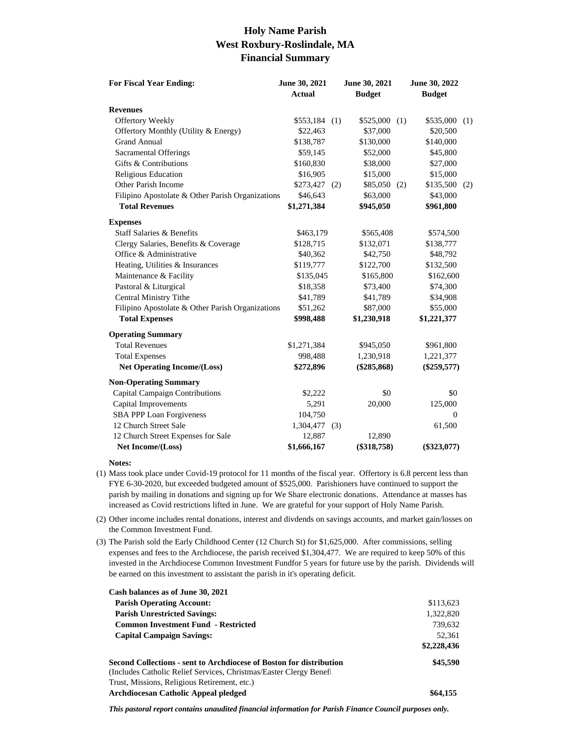# Holy Name Parish
## West Roxbury-Roslindale, MA
## Financial Summary

| For Fiscal Year Ending: | June 30, 2021 Actual | | June 30, 2021 Budget | | June 30, 2022 Budget | |
|---|---|---|---|---|---|---|
| **Revenues** | | | | | | |
| Offertory Weekly | $553,184 | (1) | $525,000 | (1) | $535,000 | (1) |
| Offertory Monthly (Utility & Energy) | $22,463 | | $37,000 | | $20,500 | |
| Grand Annual | $138,787 | | $130,000 | | $140,000 | |
| Sacramental Offerings | $59,145 | | $52,000 | | $45,800 | |
| Gifts & Contributions | $160,830 | | $38,000 | | $27,000 | |
| Religious Education | $16,905 | | $15,000 | | $15,000 | |
| Other Parish Income | $273,427 | (2) | $85,050 | (2) | $135,500 | (2) |
| Filipino Apostolate & Other Parish Organizations | $46,643 | | $63,000 | | $43,000 | |
| **Total Revenues** | **$1,271,384** | | **$945,050** | | **$961,800** | |
| **Expenses** | | | | | | |
| Staff Salaries & Benefits | $463,179 | | $565,408 | | $574,500 | |
| Clergy Salaries, Benefits & Coverage | $128,715 | | $132,071 | | $138,777 | |
| Office & Administrative | $40,362 | | $42,750 | | $48,792 | |
| Heating, Utilities & Insurances | $119,777 | | $122,700 | | $132,500 | |
| Maintenance & Facility | $135,045 | | $165,800 | | $162,600 | |
| Pastoral & Liturgical | $18,358 | | $73,400 | | $74,300 | |
| Central Ministry Tithe | $41,789 | | $41,789 | | $34,908 | |
| Filipino Apostolate & Other Parish Organizations | $51,262 | | $87,000 | | $55,000 | |
| **Total Expenses** | **$998,488** | | **$1,230,918** | | **$1,221,377** | |
| **Operating Summary** | | | | | | |
| Total Revenues | $1,271,384 | | $945,050 | | $961,800 | |
| Total Expenses | 998,488 | | 1,230,918 | | 1,221,377 | |
| **Net Operating Income/(Loss)** | **$272,896** | | **($285,868)** | | **($259,577)** | |
| **Non-Operating Summary** | | | | | | |
| Capital Campaign Contributions | $2,222 | | $0 | | $0 | |
| Capital Improvements | 5,291 | | 20,000 | | 125,000 | |
| SBA PPP Loan Forgiveness | 104,750 | | | | 0 | |
| 12 Church Street Sale | 1,304,477 | (3) | | | 61,500 | |
| 12 Church Street Expenses for Sale | 12,887 | | 12,890 | | | |
| **Net Income/(Loss)** | **$1,666,167** | | **($318,758)** | | **($323,077)** | |

**Notes:**

(1) Mass took place under Covid-19 protocol for 11 months of the fiscal year. Offertory is 6.8 percent less than FYE 6-30-2020, but exceeded budgeted amount of $525,000. Parishioners have continued to support the parish by mailing in donations and signing up for We Share electronic donations. Attendance at masses has increased as Covid restrictions lifted in June. We are grateful for your support of Holy Name Parish.

(2) Other income includes rental donations, interest and divdends on savings accounts, and market gain/losses on the Common Investment Fund.

(3) The Parish sold the Early Childhood Center (12 Church St) for $1,625,000. After commissions, selling expenses and fees to the Archdiocese, the parish received $1,304,477. We are required to keep 50% of this invested in the Archdiocese Common Investment Fundfor 5 years for future use by the parish. Dividends will be earned on this investment to assistant the parish in it's operating deficit.

| **Cash balances as of June 30, 2021** | |
|---|---|
| **Parish Operating Account:** | $113,623 |
| **Parish Unrestricted Savings:** | 1,322,820 |
| **Common Investment Fund - Restricted** | 739,632 |
| **Capital Campaign Savings:** | 52,361 |
| | **$2,228,436** |

| | |
|---|---|
| **Second Collections - sent to Archdiocese of Boston for distribution** (Includes Catholic Relief Services, Christmas/Easter Clergy Benefi Trust, Missions, Religious Retirement, etc.) | **$45,590** |
| **Archdiocesan Catholic Appeal pledged** | **$64,155** |

***This pastoral report contains unaudited financial information for Parish Finance Council purposes only.***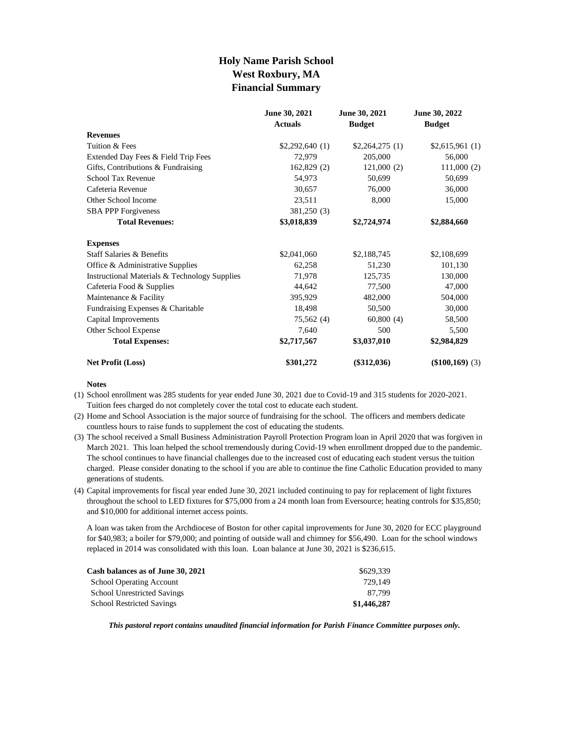# Holy Name Parish School
## West Roxbury, MA
## Financial Summary

| | June 30, 2021 Actuals | June 30, 2021 Budget | June 30, 2022 Budget |
|---|---|---|---|
| **Revenues** | | | |
| Tuition & Fees | $2,292,640 (1) | $2,264,275 (1) | $2,615,961 (1) |
| Extended Day Fees & Field Trip Fees | 72,979 | 205,000 | 56,000 |
| Gifts, Contributions & Fundraising | 162,829 (2) | 121,000 (2) | 111,000 (2) |
| School Tax Revenue | 54,973 | 50,699 | 50,699 |
| Cafeteria Revenue | 30,657 | 76,000 | 36,000 |
| Other School Income | 23,511 | 8,000 | 15,000 |
| SBA PPP Forgiveness | 381,250 (3) | | |
| **Total Revenues:** | **$3,018,839** | **$2,724,974** | **$2,884,660** |
| **Expenses** | | | |
| Staff Salaries & Benefits | $2,041,060 | $2,188,745 | $2,108,699 |
| Office & Administrative Supplies | 62,258 | 51,230 | 101,130 |
| Instructional Materials & Technology Supplies | 71,978 | 125,735 | 130,000 |
| Cafeteria Food & Supplies | 44,642 | 77,500 | 47,000 |
| Maintenance & Facility | 395,929 | 482,000 | 504,000 |
| Fundraising Expenses & Charitable | 18,498 | 50,500 | 30,000 |
| Capital Improvements | 75,562 (4) | 60,800 (4) | 58,500 |
| Other School Expense | 7,640 | 500 | 5,500 |
| **Total Expenses:** | **$2,717,567** | **$3,037,010** | **$2,984,829** |
| **Net Profit (Loss)** | **$301,272** | **($312,036)** | **($100,169)** (3) |

**Notes**

(1) School enrollment was 285 students for year ended June 30, 2021 due to Covid-19 and 315 students for 2020-2021. Tuition fees charged do not completely cover the total cost to educate each student.

(2) Home and School Association is the major source of fundraising for the school. The officers and members dedicate countless hours to raise funds to supplement the cost of educating the students.

(3) The school received a Small Business Administration Payroll Protection Program loan in April 2020 that was forgiven in March 2021. This loan helped the school tremendously during Covid-19 when enrollment dropped due to the pandemic. The school continues to have financial challenges due to the increased cost of educating each student versus the tuition charged. Please consider donating to the school if you are able to continue the fine Catholic Education provided to many generations of students.

(4) Capital improvements for fiscal year ended June 30, 2021 included continuing to pay for replacement of light fixtures throughout the school to LED fixtures for $75,000 from a 24 month loan from Eversource; heating controls for $35,850; and $10,000 for additional internet access points.

A loan was taken from the Archdiocese of Boston for other capital improvements for June 30, 2020 for ECC playground for $40,983; a boiler for $79,000; and pointing of outside wall and chimney for $56,490. Loan for the school windows replaced in 2014 was consolidated with this loan. Loan balance at June 30, 2021 is $236,615.

| | |
|---|---|
| **Cash balances as of June 30, 2021** | $629,339 |
| School Operating Account | 729,149 |
| School Unrestricted Savings | 87,799 |
| School Restricted Savings | **$1,446,287** |

***This pastoral report contains unaudited financial information for Parish Finance Committee purposes only.***